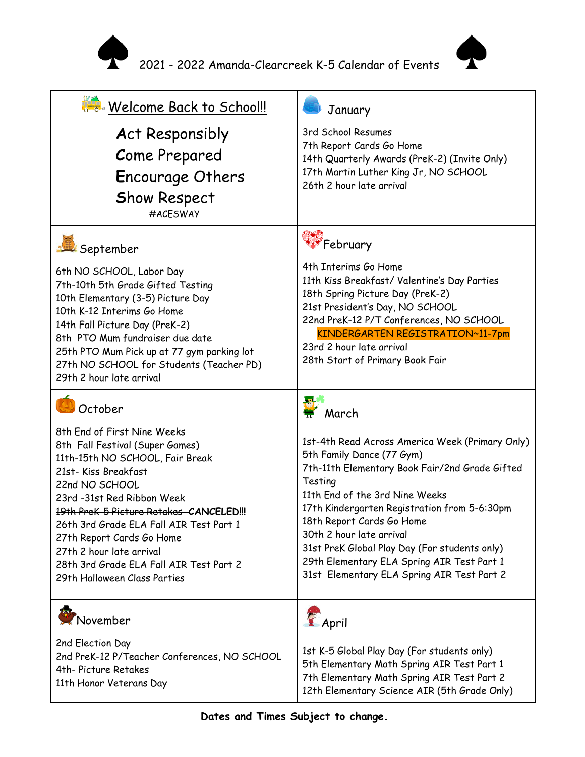# 2021 - 2022 Amanda-Clearcreek K-5 Calendar of Events

## Welcome Back to School!!

**A**ct Responsibly
**C**ome Prepared
**E**ncourage Others
**S**how Respect

#ACESWAY

## September

6th NO SCHOOL, Labor Day
7th-10th 5th Grade Gifted Testing
10th Elementary (3-5) Picture Day
10th K-12 Interims Go Home
14th Fall Picture Day (PreK-2)
8th PTO Mum fundraiser due date
25th PTO Mum Pick up at 77 gym parking lot
27th NO SCHOOL for Students (Teacher PD)
29th 2 hour late arrival

## October

8th End of First Nine Weeks
8th Fall Festival (Super Games)
11th-15th NO SCHOOL, Fair Break
21st- Kiss Breakfast
22nd NO SCHOOL
23rd -31st Red Ribbon Week
~~19th PreK-5 Picture Retakes~~ **CANCELED!!!**
26th 3rd Grade ELA Fall AIR Test Part 1
27th Report Cards Go Home
27th 2 hour late arrival
28th 3rd Grade ELA Fall AIR Test Part 2
29th Halloween Class Parties

## November

2nd Election Day
2nd PreK-12 P/Teacher Conferences, NO SCHOOL
4th- Picture Retakes
11th Honor Veterans Day

## January

3rd School Resumes
7th Report Cards Go Home
14th Quarterly Awards (PreK-2) (Invite Only)
17th Martin Luther King Jr, NO SCHOOL
26th 2 hour late arrival

## February

4th Interims Go Home
11th Kiss Breakfast/ Valentine's Day Parties
18th Spring Picture Day (PreK-2)
21st President's Day, NO SCHOOL
22nd PreK-12 P/T Conferences, NO SCHOOL
KINDERGARTEN REGISTRATION~11-7pm
23rd 2 hour late arrival
28th Start of Primary Book Fair

## March

1st-4th Read Across America Week (Primary Only)
5th Family Dance (77 Gym)
7th-11th Elementary Book Fair/2nd Grade Gifted Testing
11th End of the 3rd Nine Weeks
17th Kindergarten Registration from 5-6:30pm
18th Report Cards Go Home
30th 2 hour late arrival
31st PreK Global Play Day (For students only)
29th Elementary ELA Spring AIR Test Part 1
31st Elementary ELA Spring AIR Test Part 2

## April

1st K-5 Global Play Day (For students only)
5th Elementary Math Spring AIR Test Part 1
7th Elementary Math Spring AIR Test Part 2
12th Elementary Science AIR (5th Grade Only)

**Dates and Times Subject to change.**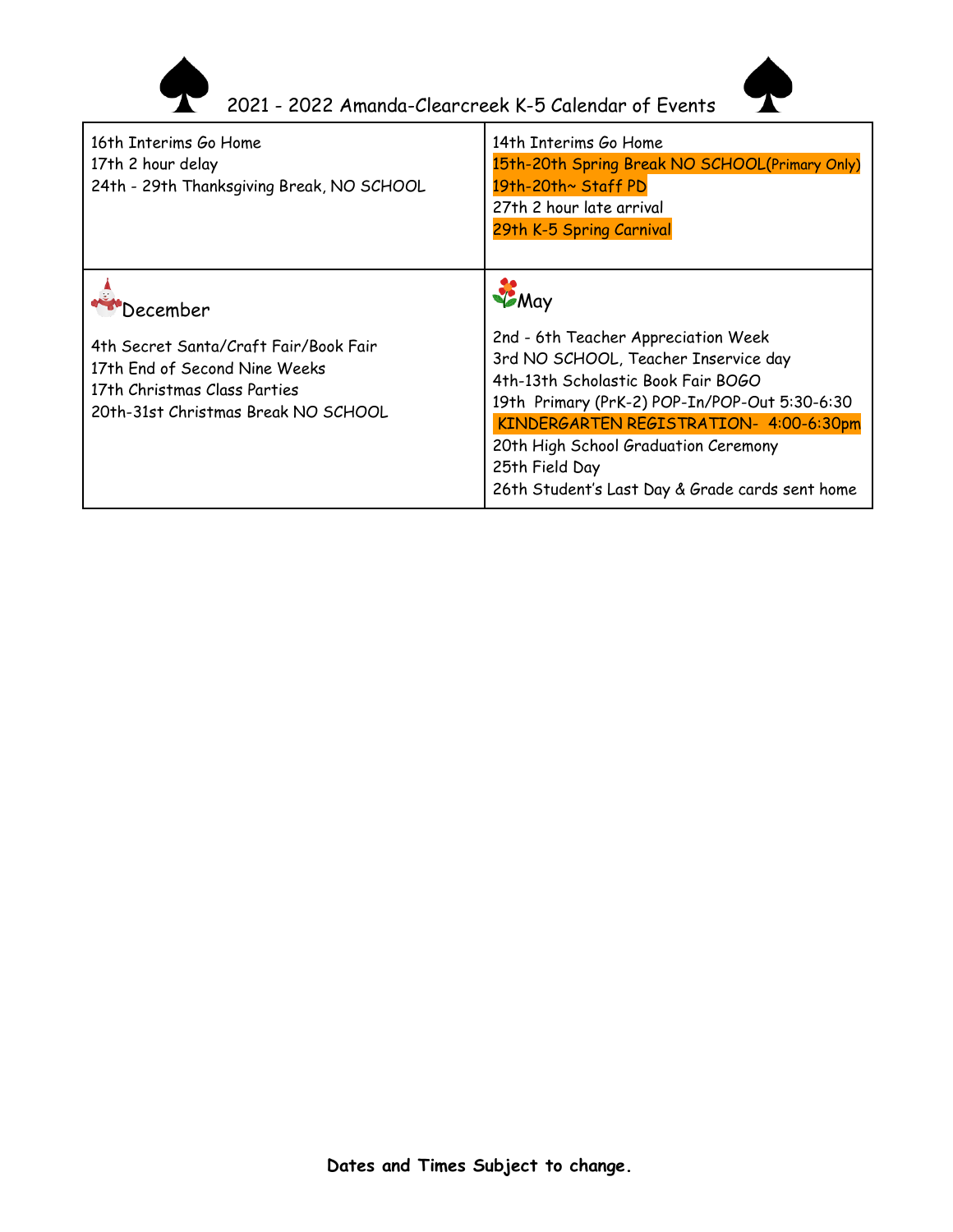# 2021 - 2022 Amanda-Clearcreek K-5 Calendar of Events

| | |
|---|---|
| 16th Interims Go Home<br>17th 2 hour delay<br>24th - 29th Thanksgiving Break, NO SCHOOL | 14th Interims Go Home<br>15th-20th Spring Break NO SCHOOL(Primary Only)<br>19th-20th~ Staff PD<br>27th 2 hour late arrival<br>29th K-5 Spring Carnival |
| **December**<br><br>4th Secret Santa/Craft Fair/Book Fair<br>17th End of Second Nine Weeks<br>17th Christmas Class Parties<br>20th-31st Christmas Break NO SCHOOL | **May**<br><br>2nd - 6th Teacher Appreciation Week<br>3rd NO SCHOOL, Teacher Inservice day<br>4th-13th Scholastic Book Fair BOGO<br>19th Primary (PrK-2) POP-In/POP-Out 5:30-6:30<br>KINDERGARTEN REGISTRATION- 4:00-6:30pm<br>20th High School Graduation Ceremony<br>25th Field Day<br>26th Student's Last Day & Grade cards sent home |

**Dates and Times Subject to change.**